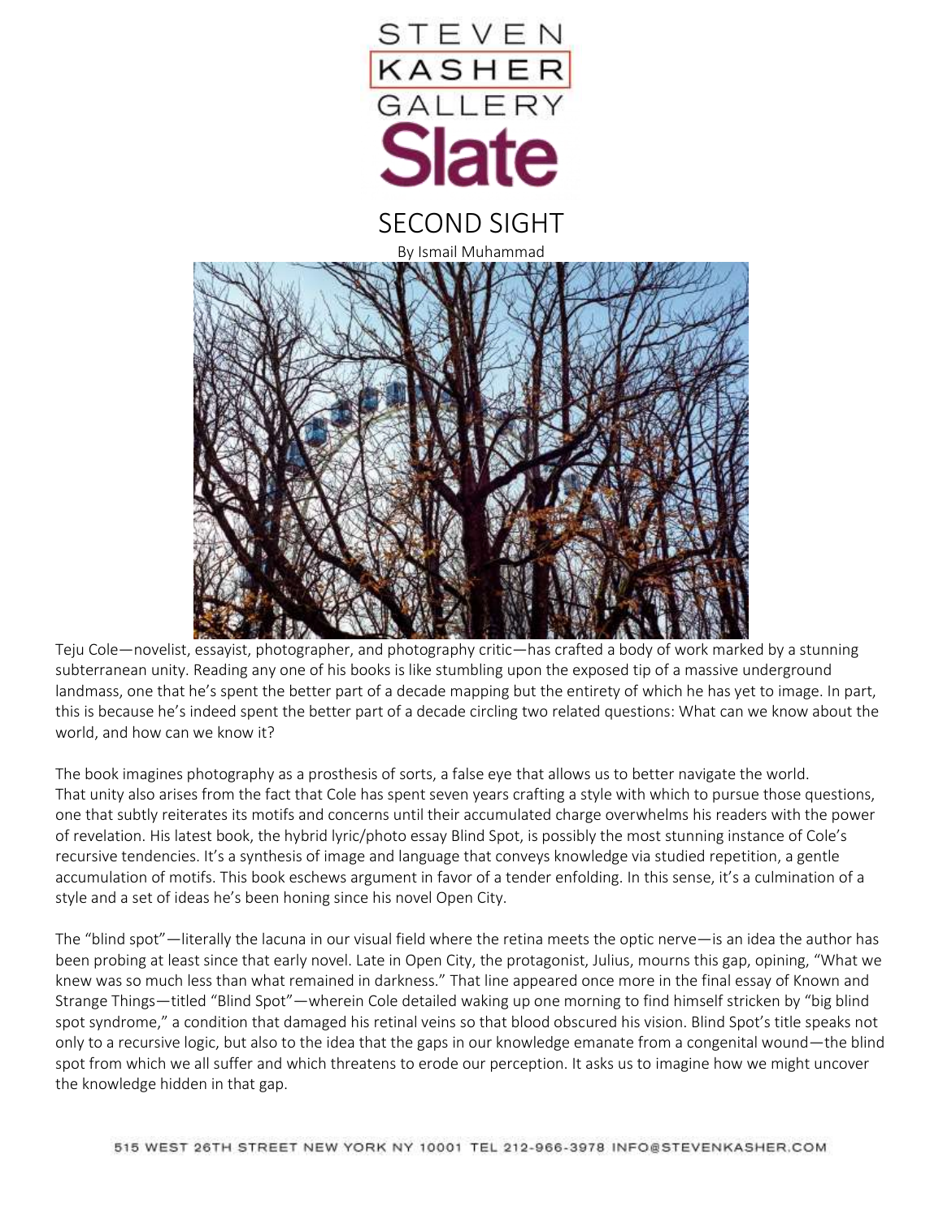STEVEN KASHER GALLERY

Slate

# SECOND SIGHT

By Ismail Muhammad

Teju Cole—novelist, essayist, photographer, and photography critic—has crafted a body of work marked by a stunning subterranean unity. Reading any one of his books is like stumbling upon the exposed tip of a massive underground landmass, one that he's spent the better part of a decade mapping but the entirety of which he has yet to image. In part, this is because he's indeed spent the better part of a decade circling two related questions: What can we know about the world, and how can we know it?

The book imagines photography as a prosthesis of sorts, a false eye that allows us to better navigate the world. That unity also arises from the fact that Cole has spent seven years crafting a style with which to pursue those questions, one that subtly reiterates its motifs and concerns until their accumulated charge overwhelms his readers with the power of revelation. His latest book, the hybrid lyric/photo essay Blind Spot, is possibly the most stunning instance of Cole's recursive tendencies. It's a synthesis of image and language that conveys knowledge via studied repetition, a gentle accumulation of motifs. This book eschews argument in favor of a tender enfolding. In this sense, it's a culmination of a style and a set of ideas he's been honing since his novel Open City.

The "blind spot"—literally the lacuna in our visual field where the retina meets the optic nerve—is an idea the author has been probing at least since that early novel. Late in Open City, the protagonist, Julius, mourns this gap, opining, "What we knew was so much less than what remained in darkness." That line appeared once more in the final essay of Known and Strange Things—titled "Blind Spot"—wherein Cole detailed waking up one morning to find himself stricken by "big blind spot syndrome," a condition that damaged his retinal veins so that blood obscured his vision. Blind Spot's title speaks not only to a recursive logic, but also to the idea that the gaps in our knowledge emanate from a congenital wound—the blind spot from which we all suffer and which threatens to erode our perception. It asks us to imagine how we might uncover the knowledge hidden in that gap.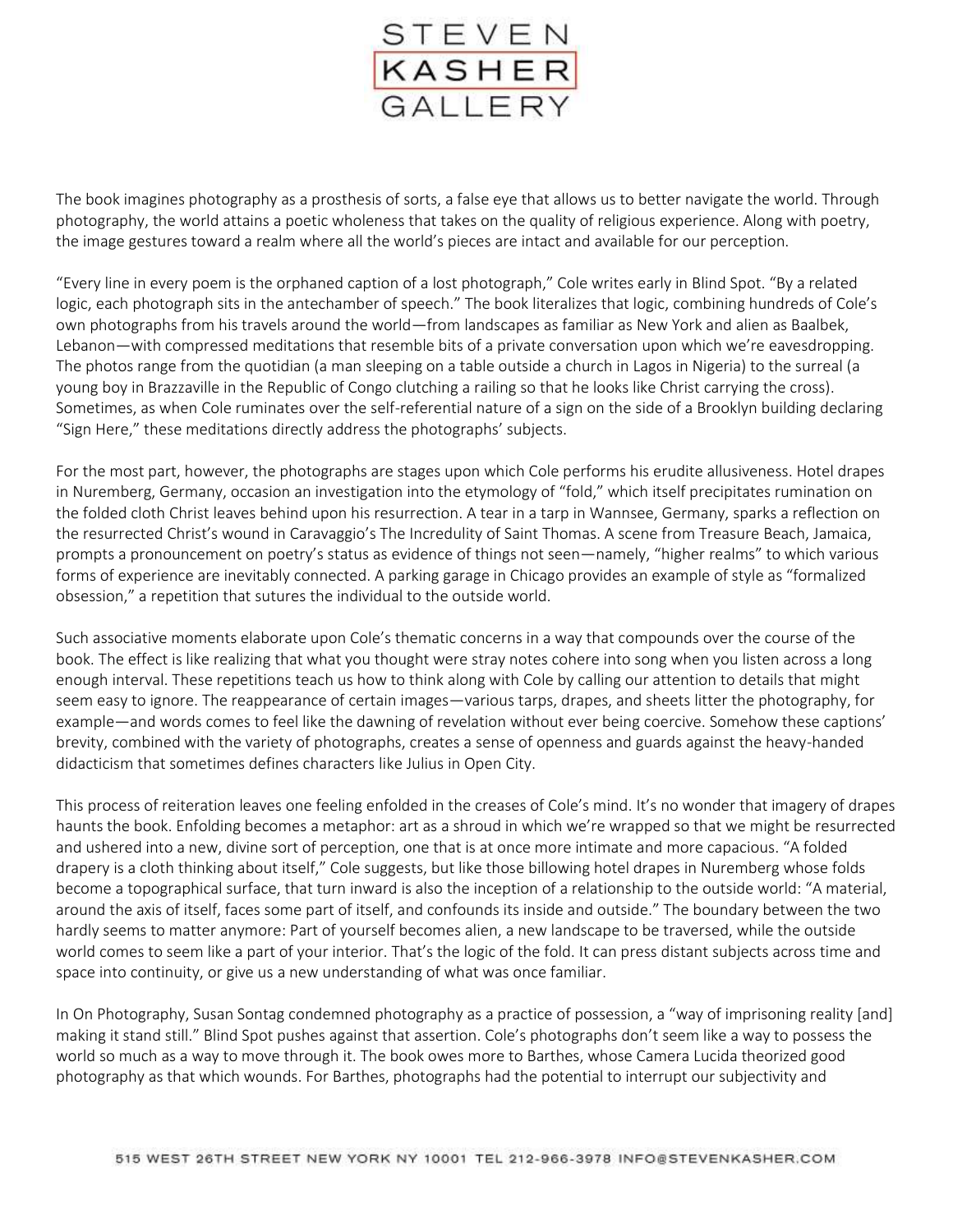The book imagines photography as a prosthesis of sorts, a false eye that allows us to better navigate the world. Through photography, the world attains a poetic wholeness that takes on the quality of religious experience. Along with poetry, the image gestures toward a realm where all the world's pieces are intact and available for our perception.

"Every line in every poem is the orphaned caption of a lost photograph," Cole writes early in Blind Spot. "By a related logic, each photograph sits in the antechamber of speech." The book literalizes that logic, combining hundreds of Cole's own photographs from his travels around the world—from landscapes as familiar as New York and alien as Baalbek, Lebanon—with compressed meditations that resemble bits of a private conversation upon which we're eavesdropping. The photos range from the quotidian (a man sleeping on a table outside a church in Lagos in Nigeria) to the surreal (a young boy in Brazzaville in the Republic of Congo clutching a railing so that he looks like Christ carrying the cross). Sometimes, as when Cole ruminates over the self-referential nature of a sign on the side of a Brooklyn building declaring "Sign Here," these meditations directly address the photographs' subjects.

For the most part, however, the photographs are stages upon which Cole performs his erudite allusiveness. Hotel drapes in Nuremberg, Germany, occasion an investigation into the etymology of "fold," which itself precipitates rumination on the folded cloth Christ leaves behind upon his resurrection. A tear in a tarp in Wannsee, Germany, sparks a reflection on the resurrected Christ's wound in Caravaggio's The Incredulity of Saint Thomas. A scene from Treasure Beach, Jamaica, prompts a pronouncement on poetry's status as evidence of things not seen—namely, "higher realms" to which various forms of experience are inevitably connected. A parking garage in Chicago provides an example of style as "formalized obsession," a repetition that sutures the individual to the outside world.

Such associative moments elaborate upon Cole's thematic concerns in a way that compounds over the course of the book. The effect is like realizing that what you thought were stray notes cohere into song when you listen across a long enough interval. These repetitions teach us how to think along with Cole by calling our attention to details that might seem easy to ignore. The reappearance of certain images—various tarps, drapes, and sheets litter the photography, for example—and words comes to feel like the dawning of revelation without ever being coercive. Somehow these captions' brevity, combined with the variety of photographs, creates a sense of openness and guards against the heavy-handed didacticism that sometimes defines characters like Julius in Open City.

This process of reiteration leaves one feeling enfolded in the creases of Cole's mind. It's no wonder that imagery of drapes haunts the book. Enfolding becomes a metaphor: art as a shroud in which we're wrapped so that we might be resurrected and ushered into a new, divine sort of perception, one that is at once more intimate and more capacious. "A folded drapery is a cloth thinking about itself," Cole suggests, but like those billowing hotel drapes in Nuremberg whose folds become a topographical surface, that turn inward is also the inception of a relationship to the outside world: "A material, around the axis of itself, faces some part of itself, and confounds its inside and outside." The boundary between the two hardly seems to matter anymore: Part of yourself becomes alien, a new landscape to be traversed, while the outside world comes to seem like a part of your interior. That's the logic of the fold. It can press distant subjects across time and space into continuity, or give us a new understanding of what was once familiar.

In On Photography, Susan Sontag condemned photography as a practice of possession, a "way of imprisoning reality [and] making it stand still." Blind Spot pushes against that assertion. Cole's photographs don't seem like a way to possess the world so much as a way to move through it. The book owes more to Barthes, whose Camera Lucida theorized good photography as that which wounds. For Barthes, photographs had the potential to interrupt our subjectivity and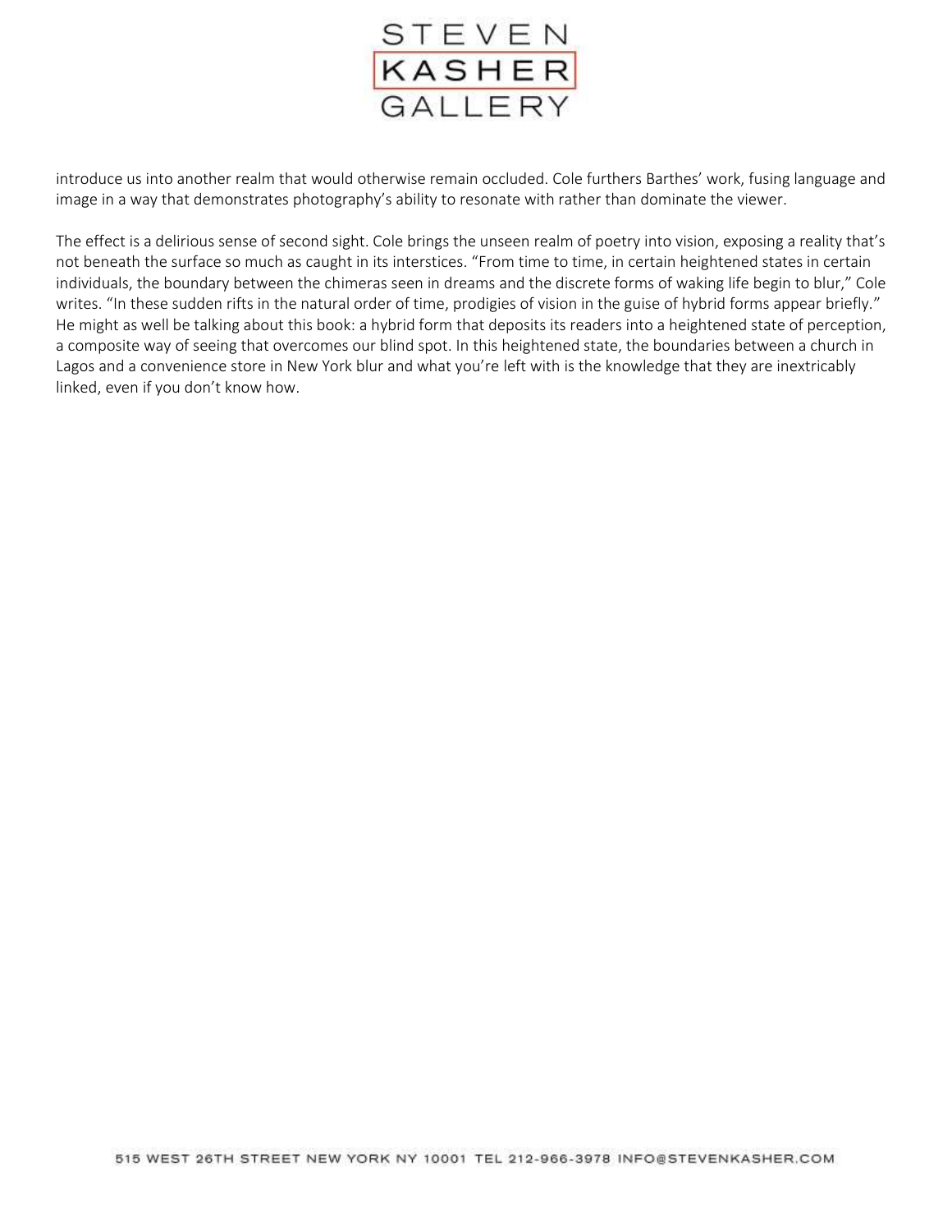introduce us into another realm that would otherwise remain occluded. Cole furthers Barthes' work, fusing language and image in a way that demonstrates photography's ability to resonate with rather than dominate the viewer.

The effect is a delirious sense of second sight. Cole brings the unseen realm of poetry into vision, exposing a reality that's not beneath the surface so much as caught in its interstices. "From time to time, in certain heightened states in certain individuals, the boundary between the chimeras seen in dreams and the discrete forms of waking life begin to blur," Cole writes. "In these sudden rifts in the natural order of time, prodigies of vision in the guise of hybrid forms appear briefly." He might as well be talking about this book: a hybrid form that deposits its readers into a heightened state of perception, a composite way of seeing that overcomes our blind spot. In this heightened state, the boundaries between a church in Lagos and a convenience store in New York blur and what you're left with is the knowledge that they are inextricably linked, even if you don't know how.